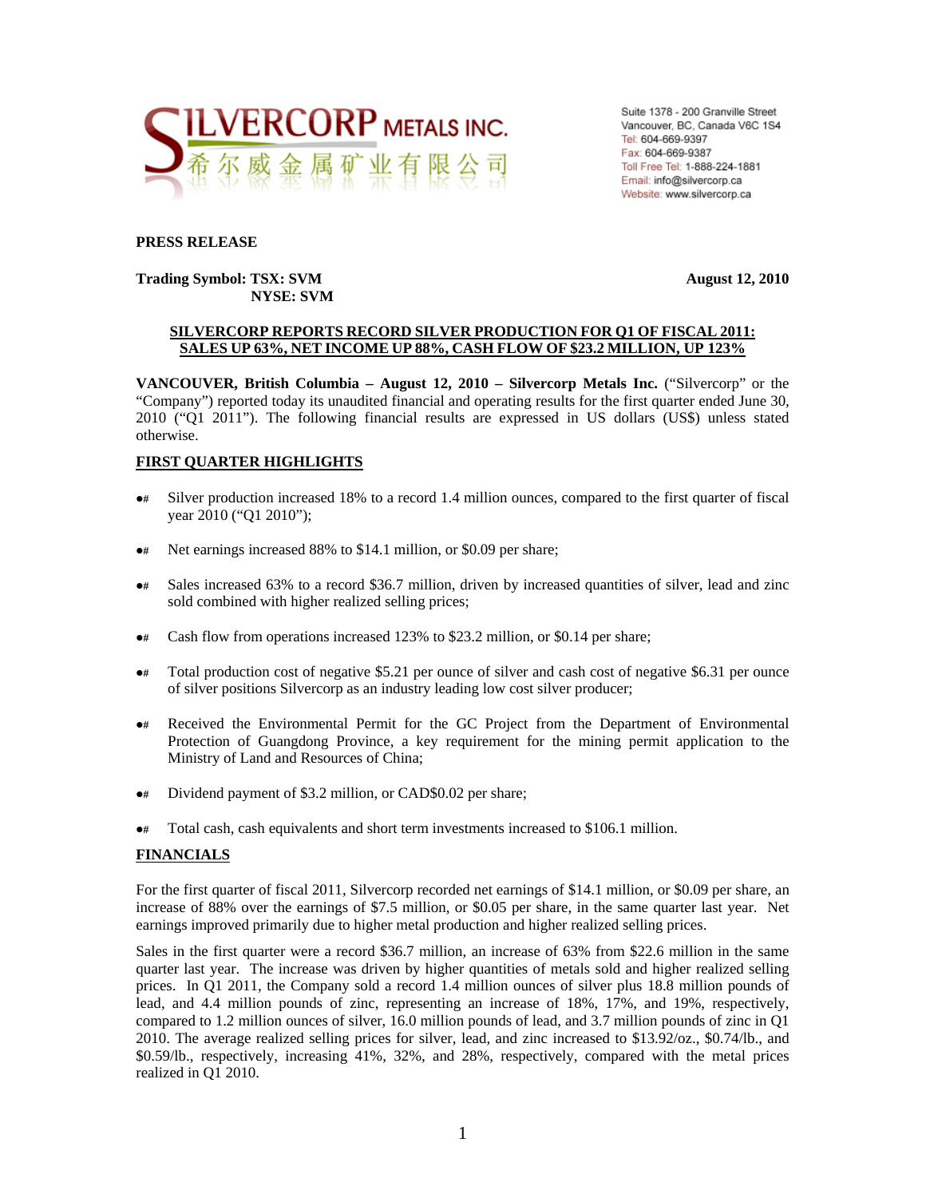SILVERCORP METALS INC.
希尔威金属矿业有限公司

Suite 1378 - 200 Granville Street
Vancouver, BC, Canada V6C 1S4
Tel: 604-669-9397
Fax: 604-669-9387
Toll Free Tel: 1-888-224-1881
Email: info@silvercorp.ca
Website: www.silvercorp.ca

**PRESS RELEASE**

**Trading Symbol: TSX: SVM**
**NYSE: SVM**

**August 12, 2010**

## SILVERCORP REPORTS RECORD SILVER PRODUCTION FOR Q1 OF FISCAL 2011: SALES UP 63%, NET INCOME UP 88%, CASH FLOW OF $23.2 MILLION, UP 123%

**VANCOUVER, British Columbia – August 12, 2010 – Silvercorp Metals Inc.** ("Silvercorp" or the "Company") reported today its unaudited financial and operating results for the first quarter ended June 30, 2010 ("Q1 2011"). The following financial results are expressed in US dollars (US$) unless stated otherwise.

### FIRST QUARTER HIGHLIGHTS

- Silver production increased 18% to a record 1.4 million ounces, compared to the first quarter of fiscal year 2010 ("Q1 2010");
- Net earnings increased 88% to $14.1 million, or $0.09 per share;
- Sales increased 63% to a record $36.7 million, driven by increased quantities of silver, lead and zinc sold combined with higher realized selling prices;
- Cash flow from operations increased 123% to $23.2 million, or $0.14 per share;
- Total production cost of negative $5.21 per ounce of silver and cash cost of negative $6.31 per ounce of silver positions Silvercorp as an industry leading low cost silver producer;
- Received the Environmental Permit for the GC Project from the Department of Environmental Protection of Guangdong Province, a key requirement for the mining permit application to the Ministry of Land and Resources of China;
- Dividend payment of $3.2 million, or CAD$0.02 per share;
- Total cash, cash equivalents and short term investments increased to $106.1 million.

### FINANCIALS

For the first quarter of fiscal 2011, Silvercorp recorded net earnings of $14.1 million, or $0.09 per share, an increase of 88% over the earnings of $7.5 million, or $0.05 per share, in the same quarter last year. Net earnings improved primarily due to higher metal production and higher realized selling prices.

Sales in the first quarter were a record $36.7 million, an increase of 63% from $22.6 million in the same quarter last year. The increase was driven by higher quantities of metals sold and higher realized selling prices. In Q1 2011, the Company sold a record 1.4 million ounces of silver plus 18.8 million pounds of lead, and 4.4 million pounds of zinc, representing an increase of 18%, 17%, and 19%, respectively, compared to 1.2 million ounces of silver, 16.0 million pounds of lead, and 3.7 million pounds of zinc in Q1 2010. The average realized selling prices for silver, lead, and zinc increased to $13.92/oz., $0.74/lb., and $0.59/lb., respectively, increasing 41%, 32%, and 28%, respectively, compared with the metal prices realized in Q1 2010.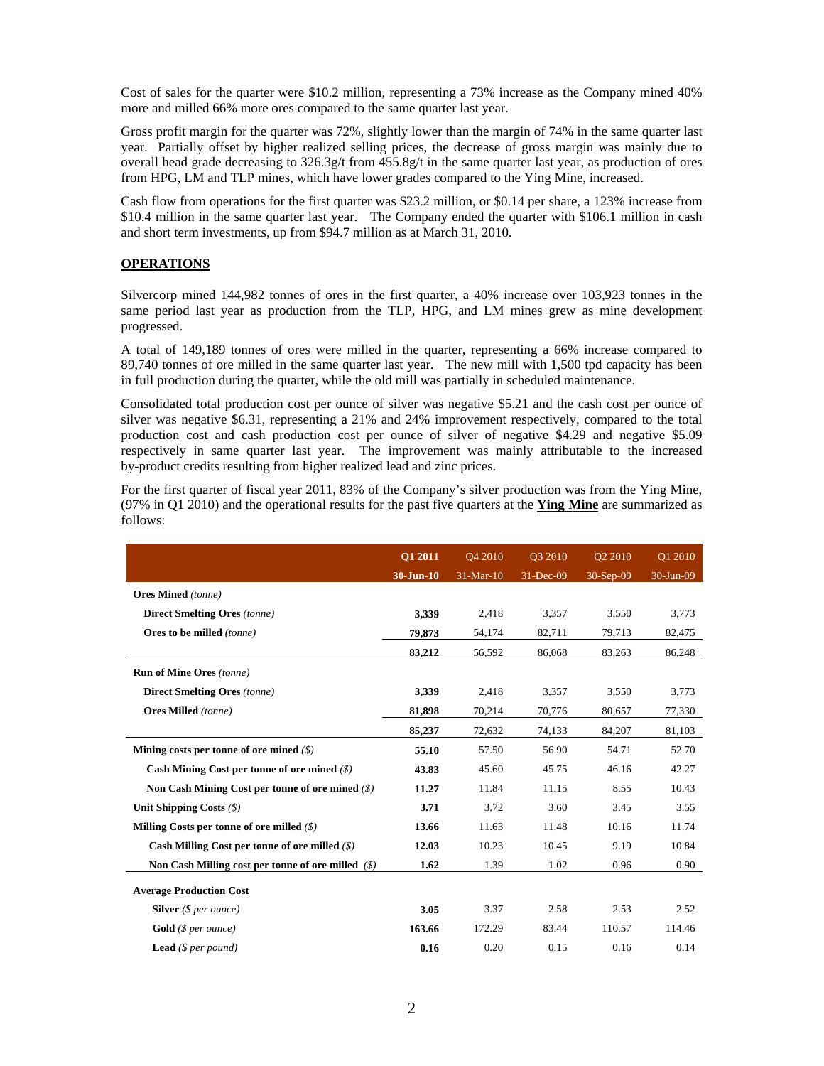Cost of sales for the quarter were $10.2 million, representing a 73% increase as the Company mined 40% more and milled 66% more ores compared to the same quarter last year.

Gross profit margin for the quarter was 72%, slightly lower than the margin of 74% in the same quarter last year. Partially offset by higher realized selling prices, the decrease of gross margin was mainly due to overall head grade decreasing to 326.3g/t from 455.8g/t in the same quarter last year, as production of ores from HPG, LM and TLP mines, which have lower grades compared to the Ying Mine, increased.

Cash flow from operations for the first quarter was $23.2 million, or $0.14 per share, a 123% increase from $10.4 million in the same quarter last year. The Company ended the quarter with $106.1 million in cash and short term investments, up from $94.7 million as at March 31, 2010.

## OPERATIONS

Silvercorp mined 144,982 tonnes of ores in the first quarter, a 40% increase over 103,923 tonnes in the same period last year as production from the TLP, HPG, and LM mines grew as mine development progressed.

A total of 149,189 tonnes of ores were milled in the quarter, representing a 66% increase compared to 89,740 tonnes of ore milled in the same quarter last year. The new mill with 1,500 tpd capacity has been in full production during the quarter, while the old mill was partially in scheduled maintenance.

Consolidated total production cost per ounce of silver was negative $5.21 and the cash cost per ounce of silver was negative $6.31, representing a 21% and 24% improvement respectively, compared to the total production cost and cash production cost per ounce of silver of negative $4.29 and negative $5.09 respectively in same quarter last year. The improvement was mainly attributable to the increased by-product credits resulting from higher realized lead and zinc prices.

For the first quarter of fiscal year 2011, 83% of the Company's silver production was from the Ying Mine, (97% in Q1 2010) and the operational results for the past five quarters at the **Ying Mine** are summarized as follows:

| | **Q1 2011** | Q4 2010 | Q3 2010 | Q2 2010 | Q1 2010 |
|---|---|---|---|---|---|
| | **30-Jun-10** | 31-Mar-10 | 31-Dec-09 | 30-Sep-09 | 30-Jun-09 |
| **Ores Mined** *(tonne)* | | | | | |
| **Direct Smelting Ores** *(tonne)* | **3,339** | 2,418 | 3,357 | 3,550 | 3,773 |
| **Ores to be milled** *(tonne)* | **79,873** | 54,174 | 82,711 | 79,713 | 82,475 |
| | **83,212** | 56,592 | 86,068 | 83,263 | 86,248 |
| **Run of Mine Ores** *(tonne)* | | | | | |
| **Direct Smelting Ores** *(tonne)* | **3,339** | 2,418 | 3,357 | 3,550 | 3,773 |
| **Ores Milled** *(tonne)* | **81,898** | 70,214 | 70,776 | 80,657 | 77,330 |
| | **85,237** | 72,632 | 74,133 | 84,207 | 81,103 |
| **Mining costs per tonne of ore mined** *($)* | **55.10** | 57.50 | 56.90 | 54.71 | 52.70 |
| **Cash Mining Cost per tonne of ore mined** *($)* | **43.83** | 45.60 | 45.75 | 46.16 | 42.27 |
| **Non Cash Mining Cost per tonne of ore mined** *($)* | **11.27** | 11.84 | 11.15 | 8.55 | 10.43 |
| **Unit Shipping Costs** *($)* | **3.71** | 3.72 | 3.60 | 3.45 | 3.55 |
| **Milling Costs per tonne of ore milled** *($)* | **13.66** | 11.63 | 11.48 | 10.16 | 11.74 |
| **Cash Milling Cost per tonne of ore milled** *($)* | **12.03** | 10.23 | 10.45 | 9.19 | 10.84 |
| **Non Cash Milling cost per tonne of ore milled** *($)* | **1.62** | 1.39 | 1.02 | 0.96 | 0.90 |
| **Average Production Cost** | | | | | |
| **Silver** *($ per ounce)* | **3.05** | 3.37 | 2.58 | 2.53 | 2.52 |
| **Gold** *($ per ounce)* | **163.66** | 172.29 | 83.44 | 110.57 | 114.46 |
| **Lead** *($ per pound)* | **0.16** | 0.20 | 0.15 | 0.16 | 0.14 |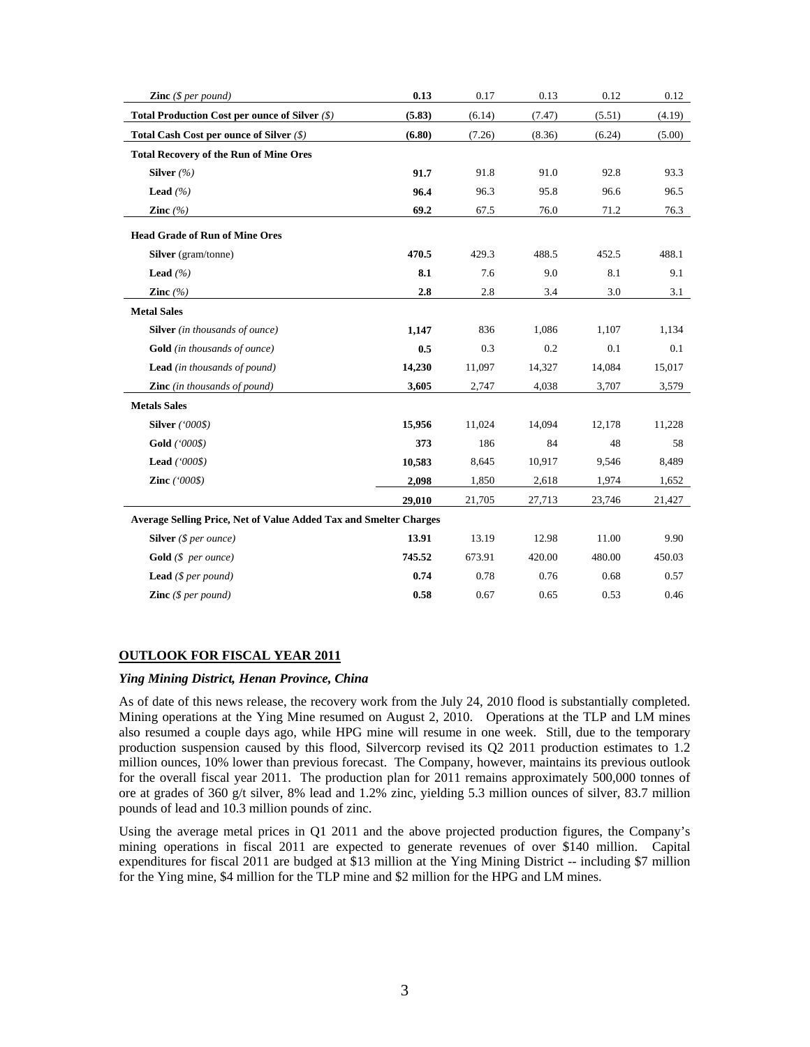| | | | | | |
|---|---|---|---|---|---|
| **Zinc** *($ per pound)* | **0.13** | 0.17 | 0.13 | 0.12 | 0.12 |
| **Total Production Cost per ounce of Silver** *($)* | **(5.83)** | (6.14) | (7.47) | (5.51) | (4.19) |
| **Total Cash Cost per ounce of Silver** *($)* | **(6.80)** | (7.26) | (8.36) | (6.24) | (5.00) |
| **Total Recovery of the Run of Mine Ores** | | | | | |
| **Silver** *(%)* | **91.7** | 91.8 | 91.0 | 92.8 | 93.3 |
| **Lead** *(%)* | **96.4** | 96.3 | 95.8 | 96.6 | 96.5 |
| **Zinc** *(%)* | **69.2** | 67.5 | 76.0 | 71.2 | 76.3 |
| **Head Grade of Run of Mine Ores** | | | | | |
| **Silver** (gram/tonne) | **470.5** | 429.3 | 488.5 | 452.5 | 488.1 |
| **Lead** *(%)* | **8.1** | 7.6 | 9.0 | 8.1 | 9.1 |
| **Zinc** *(%)* | **2.8** | 2.8 | 3.4 | 3.0 | 3.1 |
| **Metal Sales** | | | | | |
| **Silver** *(in thousands of ounce)* | **1,147** | 836 | 1,086 | 1,107 | 1,134 |
| **Gold** *(in thousands of ounce)* | **0.5** | 0.3 | 0.2 | 0.1 | 0.1 |
| **Lead** *(in thousands of pound)* | **14,230** | 11,097 | 14,327 | 14,084 | 15,017 |
| **Zinc** *(in thousands of pound)* | **3,605** | 2,747 | 4,038 | 3,707 | 3,579 |
| **Metals Sales** | | | | | |
| **Silver** *('000$)* | **15,956** | 11,024 | 14,094 | 12,178 | 11,228 |
| **Gold** *('000$)* | **373** | 186 | 84 | 48 | 58 |
| **Lead** *('000$)* | **10,583** | 8,645 | 10,917 | 9,546 | 8,489 |
| **Zinc** *('000$)* | **2,098** | 1,850 | 2,618 | 1,974 | 1,652 |
| | **29,010** | 21,705 | 27,713 | 23,746 | 21,427 |
| **Average Selling Price, Net of Value Added Tax and Smelter Charges** | | | | | |
| **Silver** *($ per ounce)* | **13.91** | 13.19 | 12.98 | 11.00 | 9.90 |
| **Gold** *($ per ounce)* | **745.52** | 673.91 | 420.00 | 480.00 | 450.03 |
| **Lead** *($ per pound)* | **0.74** | 0.78 | 0.76 | 0.68 | 0.57 |
| **Zinc** *($ per pound)* | **0.58** | 0.67 | 0.65 | 0.53 | 0.46 |

## OUTLOOK FOR FISCAL YEAR 2011

### *Ying Mining District, Henan Province, China*

As of date of this news release, the recovery work from the July 24, 2010 flood is substantially completed. Mining operations at the Ying Mine resumed on August 2, 2010. Operations at the TLP and LM mines also resumed a couple days ago, while HPG mine will resume in one week. Still, due to the temporary production suspension caused by this flood, Silvercorp revised its Q2 2011 production estimates to 1.2 million ounces, 10% lower than previous forecast. The Company, however, maintains its previous outlook for the overall fiscal year 2011. The production plan for 2011 remains approximately 500,000 tonnes of ore at grades of 360 g/t silver, 8% lead and 1.2% zinc, yielding 5.3 million ounces of silver, 83.7 million pounds of lead and 10.3 million pounds of zinc.

Using the average metal prices in Q1 2011 and the above projected production figures, the Company's mining operations in fiscal 2011 are expected to generate revenues of over $140 million. Capital expenditures for fiscal 2011 are budged at $13 million at the Ying Mining District -- including $7 million for the Ying mine, $4 million for the TLP mine and $2 million for the HPG and LM mines.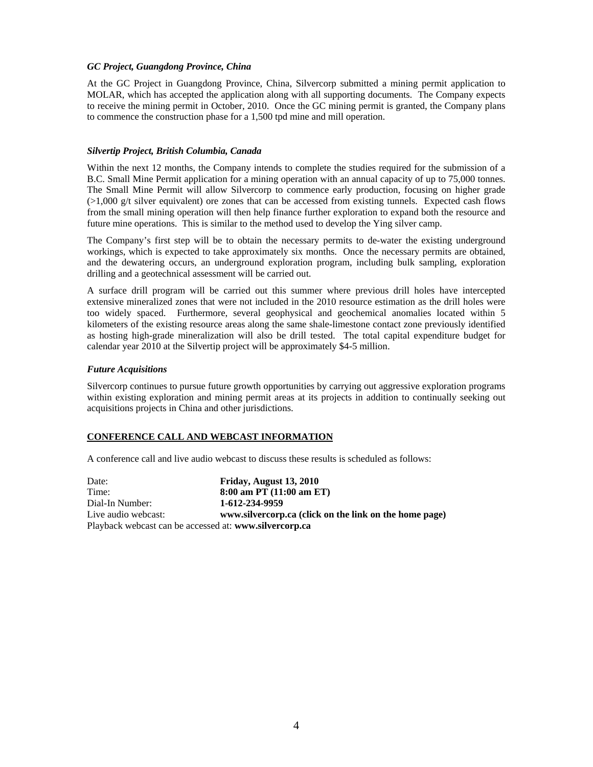### *GC Project, Guangdong Province, China*

At the GC Project in Guangdong Province, China, Silvercorp submitted a mining permit application to MOLAR, which has accepted the application along with all supporting documents. The Company expects to receive the mining permit in October, 2010. Once the GC mining permit is granted, the Company plans to commence the construction phase for a 1,500 tpd mine and mill operation.

### *Silvertip Project, British Columbia, Canada*

Within the next 12 months, the Company intends to complete the studies required for the submission of a B.C. Small Mine Permit application for a mining operation with an annual capacity of up to 75,000 tonnes. The Small Mine Permit will allow Silvercorp to commence early production, focusing on higher grade (>1,000 g/t silver equivalent) ore zones that can be accessed from existing tunnels. Expected cash flows from the small mining operation will then help finance further exploration to expand both the resource and future mine operations. This is similar to the method used to develop the Ying silver camp.

The Company's first step will be to obtain the necessary permits to de-water the existing underground workings, which is expected to take approximately six months. Once the necessary permits are obtained, and the dewatering occurs, an underground exploration program, including bulk sampling, exploration drilling and a geotechnical assessment will be carried out.

A surface drill program will be carried out this summer where previous drill holes have intercepted extensive mineralized zones that were not included in the 2010 resource estimation as the drill holes were too widely spaced. Furthermore, several geophysical and geochemical anomalies located within 5 kilometers of the existing resource areas along the same shale-limestone contact zone previously identified as hosting high-grade mineralization will also be drill tested. The total capital expenditure budget for calendar year 2010 at the Silvertip project will be approximately $4-5 million.

### *Future Acquisitions*

Silvercorp continues to pursue future growth opportunities by carrying out aggressive exploration programs within existing exploration and mining permit areas at its projects in addition to continually seeking out acquisitions projects in China and other jurisdictions.

## CONFERENCE CALL AND WEBCAST INFORMATION

A conference call and live audio webcast to discuss these results is scheduled as follows:

Date: **Friday, August 13, 2010**
Time: **8:00 am PT (11:00 am ET)**
Dial-In Number: **1-612-234-9959**
Live audio webcast: **www.silvercorp.ca (click on the link on the home page)**
Playback webcast can be accessed at: **www.silvercorp.ca**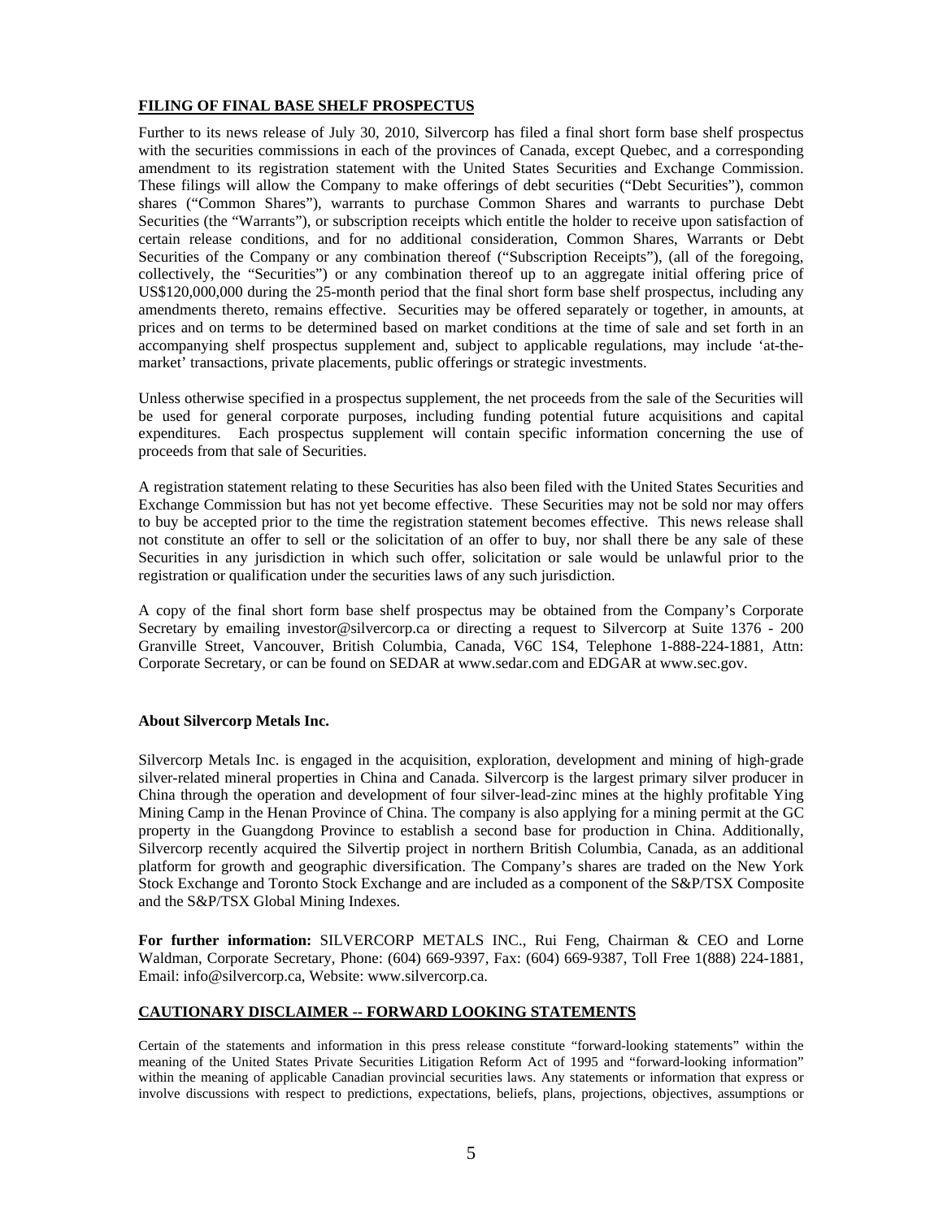## FILING OF FINAL BASE SHELF PROSPECTUS

Further to its news release of July 30, 2010, Silvercorp has filed a final short form base shelf prospectus with the securities commissions in each of the provinces of Canada, except Quebec, and a corresponding amendment to its registration statement with the United States Securities and Exchange Commission. These filings will allow the Company to make offerings of debt securities ("Debt Securities"), common shares ("Common Shares"), warrants to purchase Common Shares and warrants to purchase Debt Securities (the "Warrants"), or subscription receipts which entitle the holder to receive upon satisfaction of certain release conditions, and for no additional consideration, Common Shares, Warrants or Debt Securities of the Company or any combination thereof ("Subscription Receipts"), (all of the foregoing, collectively, the "Securities") or any combination thereof up to an aggregate initial offering price of US$120,000,000 during the 25-month period that the final short form base shelf prospectus, including any amendments thereto, remains effective. Securities may be offered separately or together, in amounts, at prices and on terms to be determined based on market conditions at the time of sale and set forth in an accompanying shelf prospectus supplement and, subject to applicable regulations, may include 'at-the-market' transactions, private placements, public offerings or strategic investments.

Unless otherwise specified in a prospectus supplement, the net proceeds from the sale of the Securities will be used for general corporate purposes, including funding potential future acquisitions and capital expenditures. Each prospectus supplement will contain specific information concerning the use of proceeds from that sale of Securities.

A registration statement relating to these Securities has also been filed with the United States Securities and Exchange Commission but has not yet become effective. These Securities may not be sold nor may offers to buy be accepted prior to the time the registration statement becomes effective. This news release shall not constitute an offer to sell or the solicitation of an offer to buy, nor shall there be any sale of these Securities in any jurisdiction in which such offer, solicitation or sale would be unlawful prior to the registration or qualification under the securities laws of any such jurisdiction.

A copy of the final short form base shelf prospectus may be obtained from the Company's Corporate Secretary by emailing investor@silvercorp.ca or directing a request to Silvercorp at Suite 1376 - 200 Granville Street, Vancouver, British Columbia, Canada, V6C 1S4, Telephone 1-888-224-1881, Attn: Corporate Secretary, or can be found on SEDAR at www.sedar.com and EDGAR at www.sec.gov.

**About Silvercorp Metals Inc.**

Silvercorp Metals Inc. is engaged in the acquisition, exploration, development and mining of high-grade silver-related mineral properties in China and Canada. Silvercorp is the largest primary silver producer in China through the operation and development of four silver-lead-zinc mines at the highly profitable Ying Mining Camp in the Henan Province of China. The company is also applying for a mining permit at the GC property in the Guangdong Province to establish a second base for production in China. Additionally, Silvercorp recently acquired the Silvertip project in northern British Columbia, Canada, as an additional platform for growth and geographic diversification. The Company's shares are traded on the New York Stock Exchange and Toronto Stock Exchange and are included as a component of the S&P/TSX Composite and the S&P/TSX Global Mining Indexes.

**For further information:** SILVERCORP METALS INC., Rui Feng, Chairman & CEO and Lorne Waldman, Corporate Secretary, Phone: (604) 669-9397, Fax: (604) 669-9387, Toll Free 1(888) 224-1881, Email: info@silvercorp.ca, Website: www.silvercorp.ca.

## CAUTIONARY DISCLAIMER -- FORWARD LOOKING STATEMENTS

Certain of the statements and information in this press release constitute "forward-looking statements" within the meaning of the United States Private Securities Litigation Reform Act of 1995 and "forward-looking information" within the meaning of applicable Canadian provincial securities laws. Any statements or information that express or involve discussions with respect to predictions, expectations, beliefs, plans, projections, objectives, assumptions or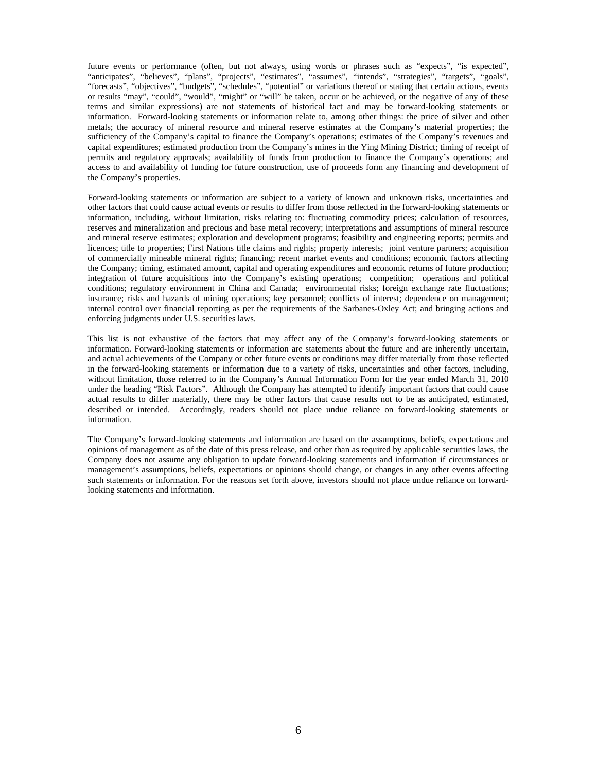future events or performance (often, but not always, using words or phrases such as "expects", "is expected", "anticipates", "believes", "plans", "projects", "estimates", "assumes", "intends", "strategies", "targets", "goals", "forecasts", "objectives", "budgets", "schedules", "potential" or variations thereof or stating that certain actions, events or results "may", "could", "would", "might" or "will" be taken, occur or be achieved, or the negative of any of these terms and similar expressions) are not statements of historical fact and may be forward-looking statements or information. Forward-looking statements or information relate to, among other things: the price of silver and other metals; the accuracy of mineral resource and mineral reserve estimates at the Company's material properties; the sufficiency of the Company's capital to finance the Company's operations; estimates of the Company's revenues and capital expenditures; estimated production from the Company's mines in the Ying Mining District; timing of receipt of permits and regulatory approvals; availability of funds from production to finance the Company's operations; and access to and availability of funding for future construction, use of proceeds form any financing and development of the Company's properties.

Forward-looking statements or information are subject to a variety of known and unknown risks, uncertainties and other factors that could cause actual events or results to differ from those reflected in the forward-looking statements or information, including, without limitation, risks relating to: fluctuating commodity prices; calculation of resources, reserves and mineralization and precious and base metal recovery; interpretations and assumptions of mineral resource and mineral reserve estimates; exploration and development programs; feasibility and engineering reports; permits and licences; title to properties; First Nations title claims and rights; property interests; joint venture partners; acquisition of commercially mineable mineral rights; financing; recent market events and conditions; economic factors affecting the Company; timing, estimated amount, capital and operating expenditures and economic returns of future production; integration of future acquisitions into the Company's existing operations; competition; operations and political conditions; regulatory environment in China and Canada; environmental risks; foreign exchange rate fluctuations; insurance; risks and hazards of mining operations; key personnel; conflicts of interest; dependence on management; internal control over financial reporting as per the requirements of the Sarbanes-Oxley Act; and bringing actions and enforcing judgments under U.S. securities laws.

This list is not exhaustive of the factors that may affect any of the Company's forward-looking statements or information. Forward-looking statements or information are statements about the future and are inherently uncertain, and actual achievements of the Company or other future events or conditions may differ materially from those reflected in the forward-looking statements or information due to a variety of risks, uncertainties and other factors, including, without limitation, those referred to in the Company's Annual Information Form for the year ended March 31, 2010 under the heading "Risk Factors". Although the Company has attempted to identify important factors that could cause actual results to differ materially, there may be other factors that cause results not to be as anticipated, estimated, described or intended. Accordingly, readers should not place undue reliance on forward-looking statements or information.

The Company's forward-looking statements and information are based on the assumptions, beliefs, expectations and opinions of management as of the date of this press release, and other than as required by applicable securities laws, the Company does not assume any obligation to update forward-looking statements and information if circumstances or management's assumptions, beliefs, expectations or opinions should change, or changes in any other events affecting such statements or information. For the reasons set forth above, investors should not place undue reliance on forward-looking statements and information.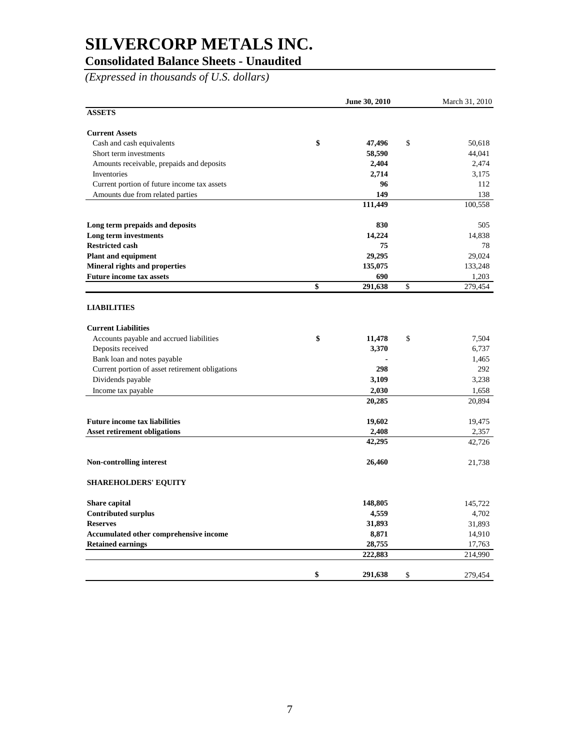# SILVERCORP METALS INC.

## Consolidated Balance Sheets - Unaudited

*(Expressed in thousands of U.S. dollars)*

| | **June 30, 2010** | March 31, 2010 |
|---|---|---|
| **ASSETS** | | |
| **Current Assets** | | |
| Cash and cash equivalents | **$ 47,496** | $ 50,618 |
| Short term investments | **58,590** | 44,041 |
| Amounts receivable, prepaids and deposits | **2,404** | 2,474 |
| Inventories | **2,714** | 3,175 |
| Current portion of future income tax assets | **96** | 112 |
| Amounts due from related parties | **149** | 138 |
| | **111,449** | 100,558 |
| **Long term prepaids and deposits** | **830** | 505 |
| **Long term investments** | **14,224** | 14,838 |
| **Restricted cash** | **75** | 78 |
| **Plant and equipment** | **29,295** | 29,024 |
| **Mineral rights and properties** | **135,075** | 133,248 |
| **Future income tax assets** | **690** | 1,203 |
| | **$ 291,638** | $ 279,454 |
| **LIABILITIES** | | |
| **Current Liabilities** | | |
| Accounts payable and accrued liabilities | **$ 11,478** | $ 7,504 |
| Deposits received | **3,370** | 6,737 |
| Bank loan and notes payable | **-** | 1,465 |
| Current portion of asset retirement obligations | **298** | 292 |
| Dividends payable | **3,109** | 3,238 |
| Income tax payable | **2,030** | 1,658 |
| | **20,285** | 20,894 |
| **Future income tax liabilities** | **19,602** | 19,475 |
| **Asset retirement obligations** | **2,408** | 2,357 |
| | **42,295** | 42,726 |
| **Non-controlling interest** | **26,460** | 21,738 |
| **SHAREHOLDERS' EQUITY** | | |
| **Share capital** | **148,805** | 145,722 |
| **Contributed surplus** | **4,559** | 4,702 |
| **Reserves** | **31,893** | 31,893 |
| **Accumulated other comprehensive income** | **8,871** | 14,910 |
| **Retained earnings** | **28,755** | 17,763 |
| | **222,883** | 214,990 |
| | **$ 291,638** | $ 279,454 |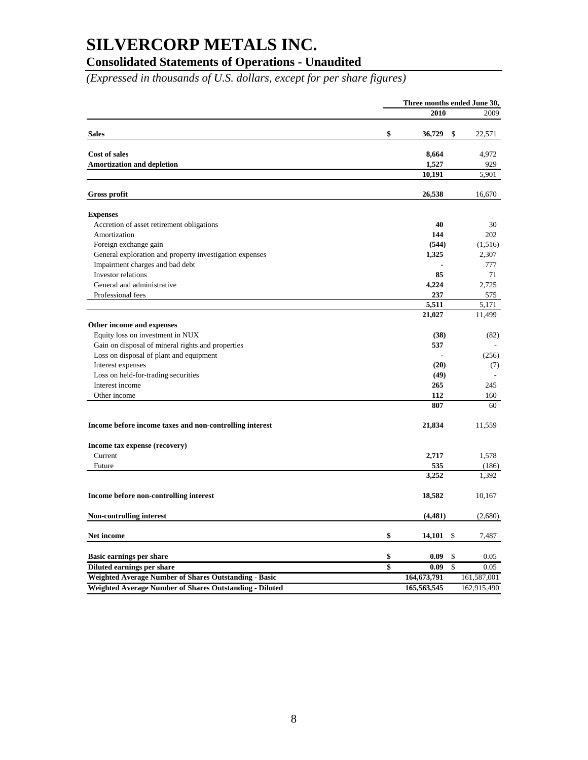# SILVERCORP METALS INC.

## Consolidated Statements of Operations - Unaudited

*(Expressed in thousands of U.S. dollars, except for per share figures)*

| | Three months ended June 30, | |
|---|---|---|
| | **2010** | 2009 |
| **Sales** | **$ 36,729** | $ 22,571 |
| **Cost of sales** | **8,664** | 4,972 |
| **Amortization and depletion** | **1,527** | 929 |
| | **10,191** | 5,901 |
| **Gross profit** | **26,538** | 16,670 |
| **Expenses** | | |
| Accretion of asset retirement obligations | **40** | 30 |
| Amortization | **144** | 202 |
| Foreign exchange gain | **(544)** | (1,516) |
| General exploration and property investigation expenses | **1,325** | 2,307 |
| Impairment charges and bad debt | **-** | 777 |
| Investor relations | **85** | 71 |
| General and administrative | **4,224** | 2,725 |
| Professional fees | **237** | 575 |
| | **5,511** | 5,171 |
| | **21,027** | 11,499 |
| **Other income and expenses** | | |
| Equity loss on investment in NUX | **(38)** | (82) |
| Gain on disposal of mineral rights and properties | **537** | - |
| Loss on disposal of plant and equipment | **-** | (256) |
| Interest expenses | **(20)** | (7) |
| Loss on held-for-trading securities | **(49)** | - |
| Interest income | **265** | 245 |
| Other income | **112** | 160 |
| | **807** | 60 |
| **Income before income taxes and non-controlling interest** | **21,834** | 11,559 |
| **Income tax expense (recovery)** | | |
| Current | **2,717** | 1,578 |
| Future | **535** | (186) |
| | **3,252** | 1,392 |
| **Income before non-controlling interest** | **18,582** | 10,167 |
| **Non-controlling interest** | **(4,481)** | (2,680) |
| **Net income** | **$ 14,101** | $ 7,487 |
| **Basic earnings per share** | **$ 0.09** | $ 0.05 |
| **Diluted earnings per share** | **$ 0.09** | $ 0.05 |
| **Weighted Average Number of Shares Outstanding - Basic** | **164,673,791** | 161,587,001 |
| **Weighted Average Number of Shares Outstanding - Diluted** | **165,563,545** | 162,915,490 |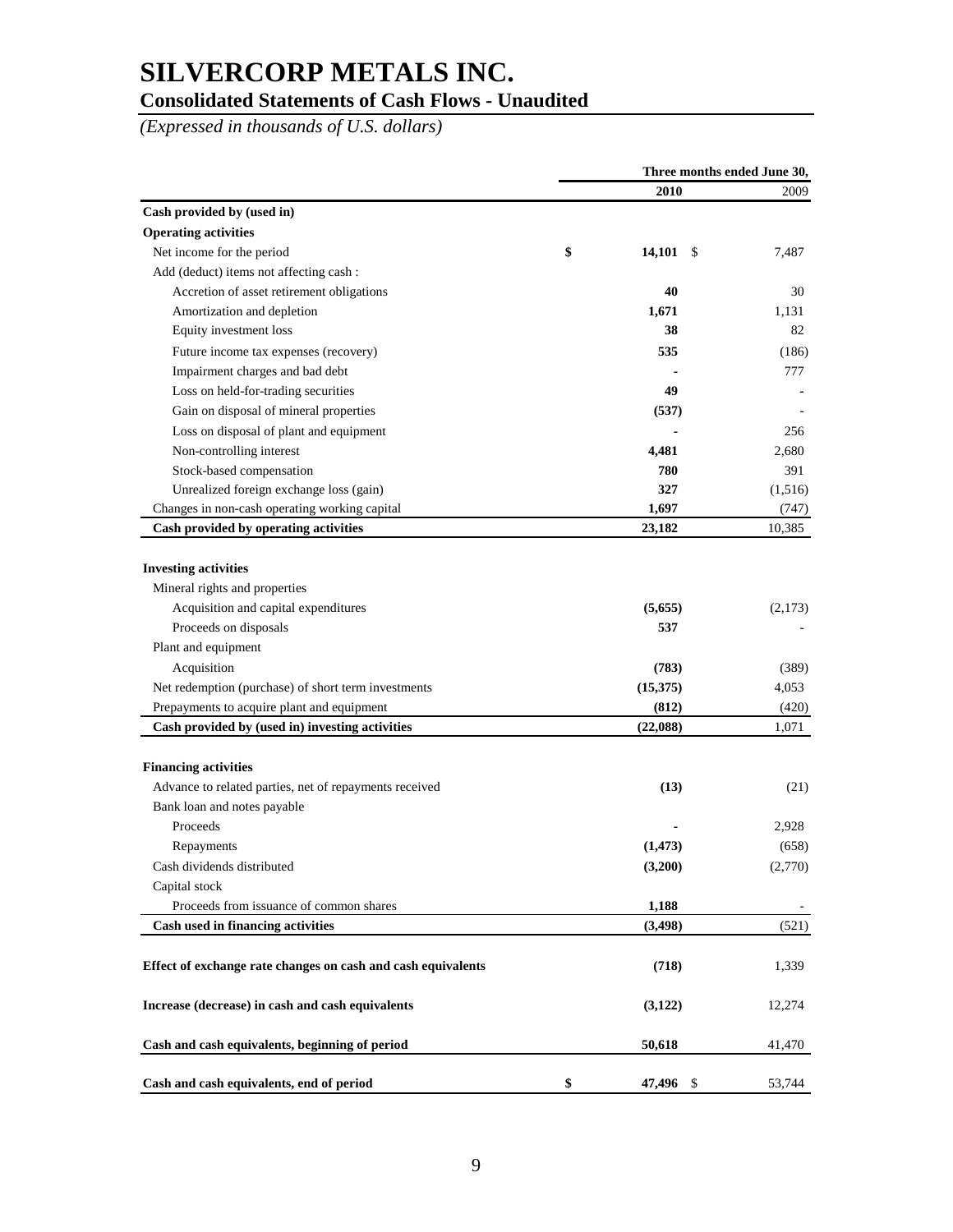# SILVERCORP METALS INC.

## Consolidated Statements of Cash Flows - Unaudited

*(Expressed in thousands of U.S. dollars)*

| | Three months ended June 30, | |
|---|---|---|
| | **2010** | 2009 |
| **Cash provided by (used in)** | | |
| **Operating activities** | | |
| Net income for the period | **$ 14,101** | $ 7,487 |
| Add (deduct) items not affecting cash : | | |
| Accretion of asset retirement obligations | **40** | 30 |
| Amortization and depletion | **1,671** | 1,131 |
| Equity investment loss | **38** | 82 |
| Future income tax expenses (recovery) | **535** | (186) |
| Impairment charges and bad debt | **-** | 777 |
| Loss on held-for-trading securities | **49** | - |
| Gain on disposal of mineral properties | **(537)** | - |
| Loss on disposal of plant and equipment | **-** | 256 |
| Non-controlling interest | **4,481** | 2,680 |
| Stock-based compensation | **780** | 391 |
| Unrealized foreign exchange loss (gain) | **327** | (1,516) |
| Changes in non-cash operating working capital | **1,697** | (747) |
| **Cash provided by operating activities** | **23,182** | 10,385 |
| | | |
| **Investing activities** | | |
| Mineral rights and properties | | |
| Acquisition and capital expenditures | **(5,655)** | (2,173) |
| Proceeds on disposals | **537** | - |
| Plant and equipment | | |
| Acquisition | **(783)** | (389) |
| Net redemption (purchase) of short term investments | **(15,375)** | 4,053 |
| Prepayments to acquire plant and equipment | **(812)** | (420) |
| **Cash provided by (used in) investing activities** | **(22,088)** | 1,071 |
| | | |
| **Financing activities** | | |
| Advance to related parties, net of repayments received | **(13)** | (21) |
| Bank loan and notes payable | | |
| Proceeds | **-** | 2,928 |
| Repayments | **(1,473)** | (658) |
| Cash dividends distributed | **(3,200)** | (2,770) |
| Capital stock | | |
| Proceeds from issuance of common shares | **1,188** | - |
| **Cash used in financing activities** | **(3,498)** | (521) |
| | | |
| **Effect of exchange rate changes on cash and cash equivalents** | **(718)** | 1,339 |
| | | |
| **Increase (decrease) in cash and cash equivalents** | **(3,122)** | 12,274 |
| | | |
| **Cash and cash equivalents, beginning of period** | **50,618** | 41,470 |
| | | |
| **Cash and cash equivalents, end of period** | **$ 47,496** | $ 53,744 |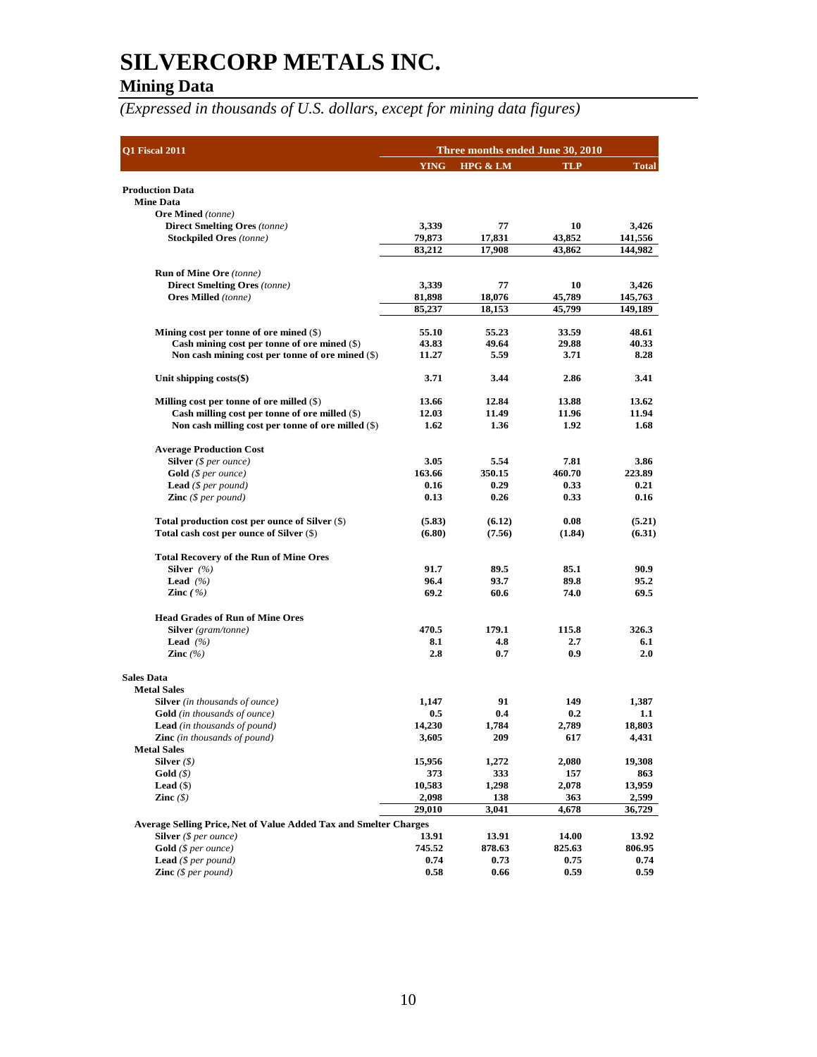# SILVERCORP METALS INC.

## Mining Data

*(Expressed in thousands of U.S. dollars, except for mining data figures)*

| Q1 Fiscal 2011 | Three months ended June 30, 2010 | | | |
|---|---|---|---|---|
| | YING | HPG & LM | TLP | Total |
| **Production Data** | | | | |
| **Mine Data** | | | | |
| **Ore Mined** *(tonne)* | | | | |
| **Direct Smelting Ores** *(tonne)* | 3,339 | 77 | 10 | 3,426 |
| **Stockpiled Ores** *(tonne)* | 79,873 | 17,831 | 43,852 | 141,556 |
| | 83,212 | 17,908 | 43,862 | 144,982 |
| **Run of Mine Ore** *(tonne)* | | | | |
| **Direct Smelting Ores** *(tonne)* | 3,339 | 77 | 10 | 3,426 |
| **Ores Milled** *(tonne)* | 81,898 | 18,076 | 45,789 | 145,763 |
| | 85,237 | 18,153 | 45,799 | 149,189 |
| **Mining cost per tonne of ore mined** ($) | 55.10 | 55.23 | 33.59 | 48.61 |
| **Cash mining cost per tonne of ore mined** ($) | 43.83 | 49.64 | 29.88 | 40.33 |
| **Non cash mining cost per tonne of ore mined** ($) | 11.27 | 5.59 | 3.71 | 8.28 |
| **Unit shipping costs($)** | 3.71 | 3.44 | 2.86 | 3.41 |
| **Milling cost per tonne of ore milled** ($) | 13.66 | 12.84 | 13.88 | 13.62 |
| **Cash milling cost per tonne of ore milled** ($) | 12.03 | 11.49 | 11.96 | 11.94 |
| **Non cash milling cost per tonne of ore milled** ($) | 1.62 | 1.36 | 1.92 | 1.68 |
| **Average Production Cost** | | | | |
| **Silver** *($ per ounce)* | 3.05 | 5.54 | 7.81 | 3.86 |
| **Gold** *($ per ounce)* | 163.66 | 350.15 | 460.70 | 223.89 |
| **Lead** *($ per pound)* | 0.16 | 0.29 | 0.33 | 0.21 |
| **Zinc** *($ per pound)* | 0.13 | 0.26 | 0.33 | 0.16 |
| **Total production cost per ounce of Silver** ($) | (5.83) | (6.12) | 0.08 | (5.21) |
| **Total cash cost per ounce of Silver** ($) | (6.80) | (7.56) | (1.84) | (6.31) |
| **Total Recovery of the Run of Mine Ores** | | | | |
| **Silver** *(%)* | 91.7 | 89.5 | 85.1 | 90.9 |
| **Lead** *(%)* | 96.4 | 93.7 | 89.8 | 95.2 |
| **Zinc** *(%)* | 69.2 | 60.6 | 74.0 | 69.5 |
| **Head Grades of Run of Mine Ores** | | | | |
| **Silver** *(gram/tonne)* | 470.5 | 179.1 | 115.8 | 326.3 |
| **Lead** *(%)* | 8.1 | 4.8 | 2.7 | 6.1 |
| **Zinc** *(%)* | 2.8 | 0.7 | 0.9 | 2.0 |
| **Sales Data** | | | | |
| **Metal Sales** | | | | |
| **Silver** *(in thousands of ounce)* | 1,147 | 91 | 149 | 1,387 |
| **Gold** *(in thousands of ounce)* | 0.5 | 0.4 | 0.2 | 1.1 |
| **Lead** *(in thousands of pound)* | 14,230 | 1,784 | 2,789 | 18,803 |
| **Zinc** *(in thousands of pound)* | 3,605 | 209 | 617 | 4,431 |
| **Metal Sales** | | | | |
| **Silver** *($)* | 15,956 | 1,272 | 2,080 | 19,308 |
| **Gold** *($)* | 373 | 333 | 157 | 863 |
| **Lead** ($) | 10,583 | 1,298 | 2,078 | 13,959 |
| **Zinc** *($)* | 2,098 | 138 | 363 | 2,599 |
| | 29,010 | 3,041 | 4,678 | 36,729 |
| **Average Selling Price, Net of Value Added Tax and Smelter Charges** | | | | |
| **Silver** *($ per ounce)* | 13.91 | 13.91 | 14.00 | 13.92 |
| **Gold** *($ per ounce)* | 745.52 | 878.63 | 825.63 | 806.95 |
| **Lead** *($ per pound)* | 0.74 | 0.73 | 0.75 | 0.74 |
| **Zinc** *($ per pound)* | 0.58 | 0.66 | 0.59 | 0.59 |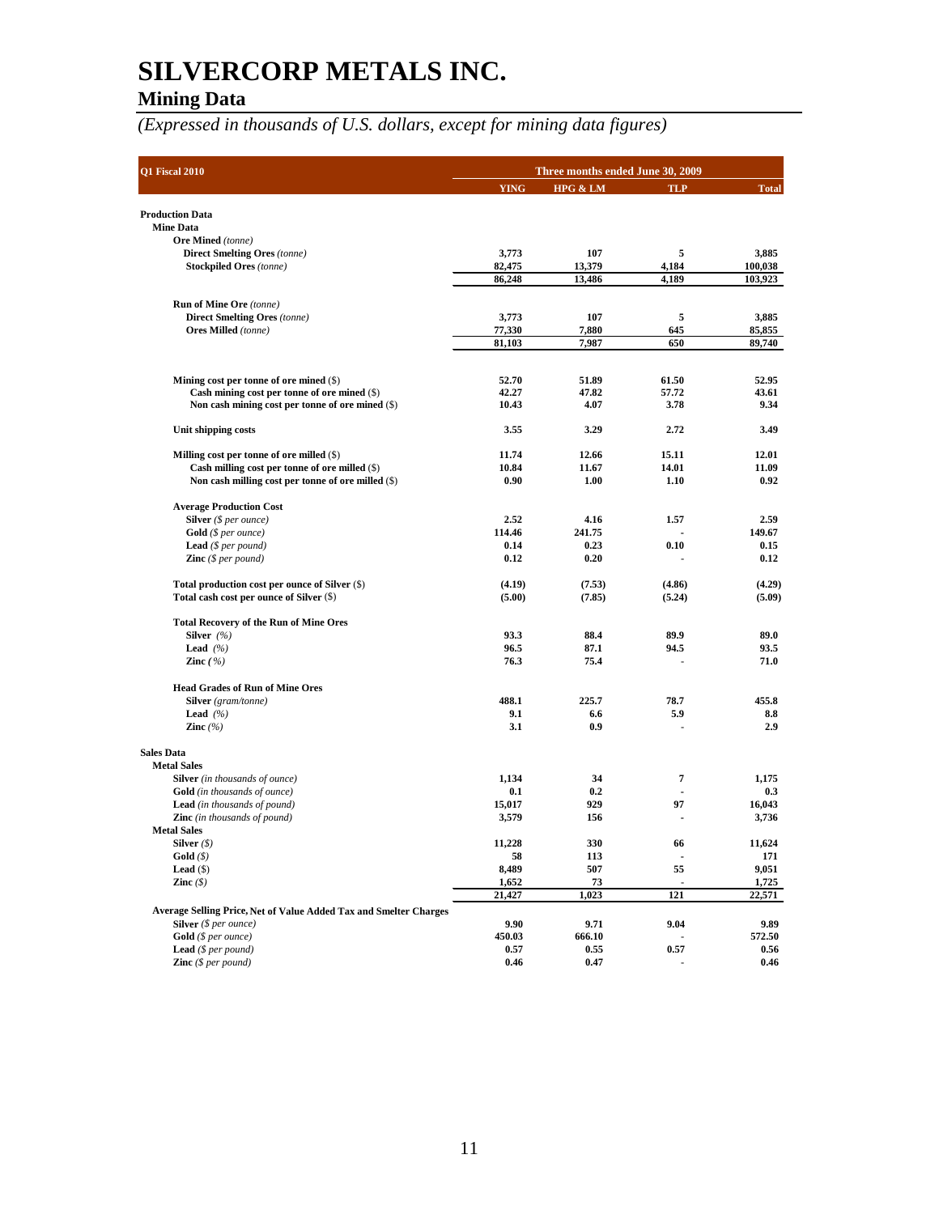# SILVERCORP METALS INC.

## Mining Data

*(Expressed in thousands of U.S. dollars, except for mining data figures)*

| Q1 Fiscal 2010 | Three months ended June 30, 2009 | | | |
|---|---|---|---|---|
| | YING | HPG & LM | TLP | Total |
| **Production Data** | | | | |
| **Mine Data** | | | | |
| **Ore Mined** *(tonne)* | | | | |
| **Direct Smelting Ores** *(tonne)* | 3,773 | 107 | 5 | 3,885 |
| **Stockpiled Ores** *(tonne)* | 82,475 | 13,379 | 4,184 | 100,038 |
| | 86,248 | 13,486 | 4,189 | 103,923 |
| **Run of Mine Ore** *(tonne)* | | | | |
| **Direct Smelting Ores** *(tonne)* | 3,773 | 107 | 5 | 3,885 |
| **Ores Milled** *(tonne)* | 77,330 | 7,880 | 645 | 85,855 |
| | 81,103 | 7,987 | 650 | 89,740 |
| **Mining cost per tonne of ore mined** ($) | 52.70 | 51.89 | 61.50 | 52.95 |
| **Cash mining cost per tonne of ore mined** ($) | 42.27 | 47.82 | 57.72 | 43.61 |
| **Non cash mining cost per tonne of ore mined** ($) | 10.43 | 4.07 | 3.78 | 9.34 |
| **Unit shipping costs** | 3.55 | 3.29 | 2.72 | 3.49 |
| **Milling cost per tonne of ore milled** ($) | 11.74 | 12.66 | 15.11 | 12.01 |
| **Cash milling cost per tonne of ore milled** ($) | 10.84 | 11.67 | 14.01 | 11.09 |
| **Non cash milling cost per tonne of ore milled** ($) | 0.90 | 1.00 | 1.10 | 0.92 |
| **Average Production Cost** | | | | |
| **Silver** *($ per ounce)* | 2.52 | 4.16 | 1.57 | 2.59 |
| **Gold** *($ per ounce)* | 114.46 | 241.75 | - | 149.67 |
| **Lead** *($ per pound)* | 0.14 | 0.23 | 0.10 | 0.15 |
| **Zinc** *($ per pound)* | 0.12 | 0.20 | - | 0.12 |
| **Total production cost per ounce of Silver** ($) | (4.19) | (7.53) | (4.86) | (4.29) |
| **Total cash cost per ounce of Silver** ($) | (5.00) | (7.85) | (5.24) | (5.09) |
| **Total Recovery of the Run of Mine Ores** | | | | |
| **Silver** *(%)* | 93.3 | 88.4 | 89.9 | 89.0 |
| **Lead** *(%)* | 96.5 | 87.1 | 94.5 | 93.5 |
| **Zinc** *(%)* | 76.3 | 75.4 | - | 71.0 |
| **Head Grades of Run of Mine Ores** | | | | |
| **Silver** *(gram/tonne)* | 488.1 | 225.7 | 78.7 | 455.8 |
| **Lead** *(%)* | 9.1 | 6.6 | 5.9 | 8.8 |
| **Zinc** *(%)* | 3.1 | 0.9 | - | 2.9 |
| **Sales Data** | | | | |
| **Metal Sales** | | | | |
| **Silver** *(in thousands of ounce)* | 1,134 | 34 | 7 | 1,175 |
| **Gold** *(in thousands of ounce)* | 0.1 | 0.2 | - | 0.3 |
| **Lead** *(in thousands of pound)* | 15,017 | 929 | 97 | 16,043 |
| **Zinc** *(in thousands of pound)* | 3,579 | 156 | - | 3,736 |
| **Metal Sales** | | | | |
| **Silver** *($)* | 11,228 | 330 | 66 | 11,624 |
| **Gold** *($)* | 58 | 113 | - | 171 |
| **Lead** ($) | 8,489 | 507 | 55 | 9,051 |
| **Zinc** *($)* | 1,652 | 73 | - | 1,725 |
| | 21,427 | 1,023 | 121 | 22,571 |
| **Average Selling Price, Net of Value Added Tax and Smelter Charges** | | | | |
| **Silver** *($ per ounce)* | 9.90 | 9.71 | 9.04 | 9.89 |
| **Gold** *($ per ounce)* | 450.03 | 666.10 | - | 572.50 |
| **Lead** *($ per pound)* | 0.57 | 0.55 | 0.57 | 0.56 |
| **Zinc** *($ per pound)* | 0.46 | 0.47 | - | 0.46 |